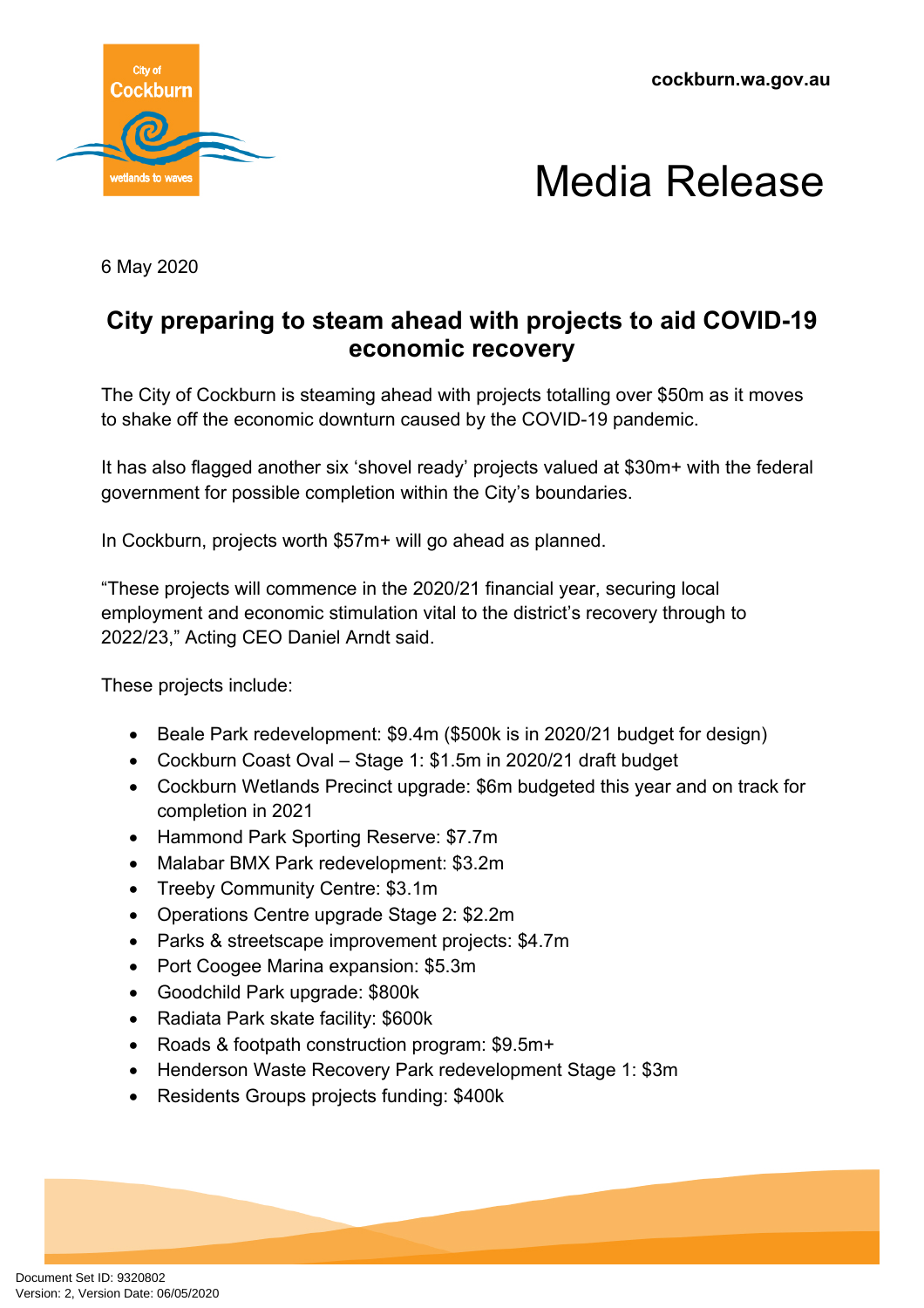cockburn.wa.gov.au

# Media Release

6 May 2020

## City preparing to steam ahead with projects to aid COVID-19 economic recovery

The City of Cockburn is steaming ahead with projects totalling over $50m as it moves to shake off the economic downturn caused by the COVID-19 pandemic.

It has also flagged another six 'shovel ready' projects valued at $30m+ with the federal government for possible completion within the City's boundaries.

In Cockburn, projects worth $57m+ will go ahead as planned.

"These projects will commence in the 2020/21 financial year, securing local employment and economic stimulation vital to the district's recovery through to 2022/23," Acting CEO Daniel Arndt said.

These projects include:

- Beale Park redevelopment: $9.4m ($500k is in 2020/21 budget for design)
- Cockburn Coast Oval – Stage 1: $1.5m in 2020/21 draft budget
- Cockburn Wetlands Precinct upgrade: $6m budgeted this year and on track for completion in 2021
- Hammond Park Sporting Reserve: $7.7m
- Malabar BMX Park redevelopment: $3.2m
- Treeby Community Centre: $3.1m
- Operations Centre upgrade Stage 2: $2.2m
- Parks & streetscape improvement projects: $4.7m
- Port Coogee Marina expansion: $5.3m
- Goodchild Park upgrade: $800k
- Radiata Park skate facility: $600k
- Roads & footpath construction program: $9.5m+
- Henderson Waste Recovery Park redevelopment Stage 1: $3m
- Residents Groups projects funding: $400k

Document Set ID: 9320802
Version: 2, Version Date: 06/05/2020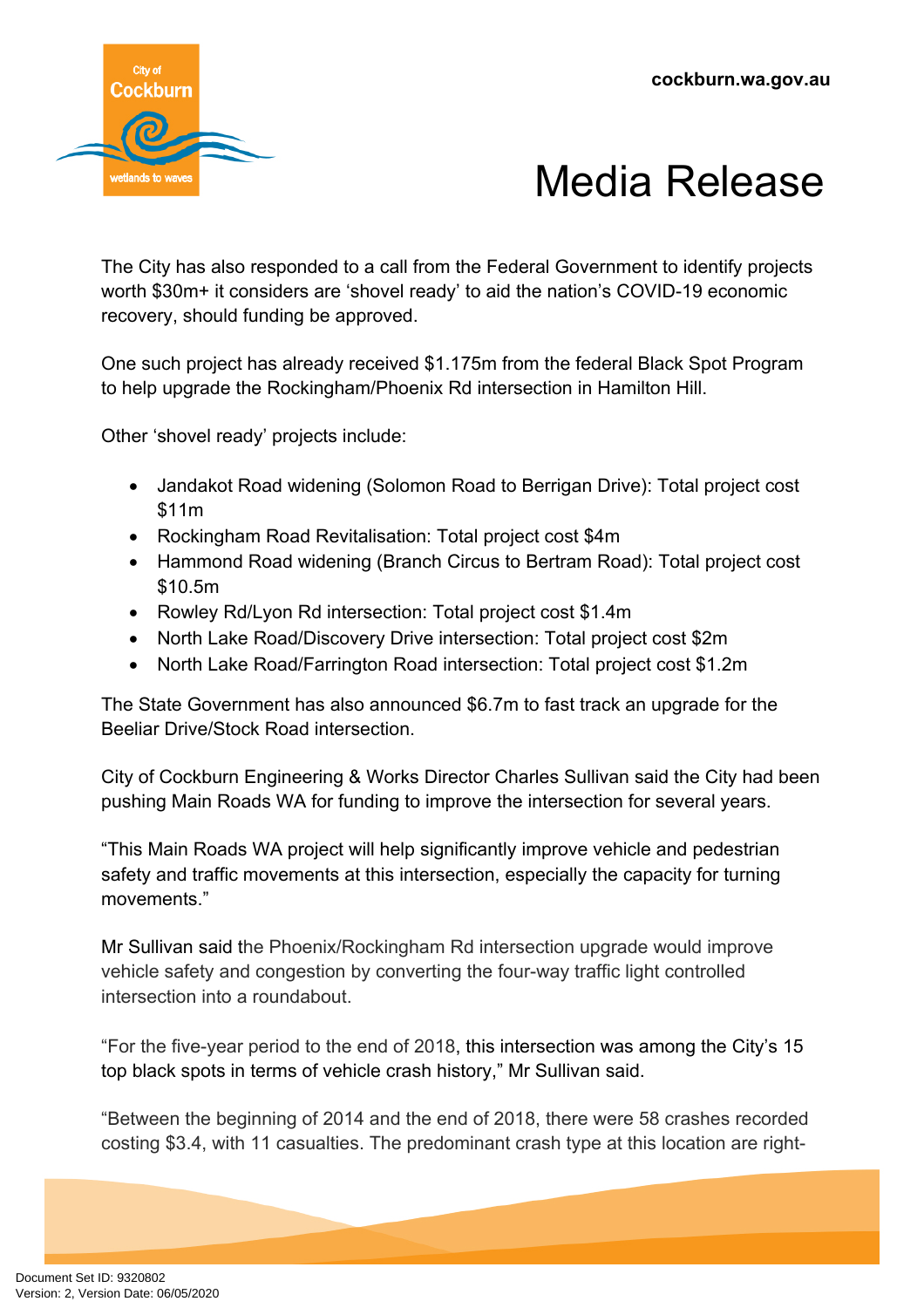The City has also responded to a call from the Federal Government to identify projects worth $30m+ it considers are 'shovel ready' to aid the nation's COVID-19 economic recovery, should funding be approved.

One such project has already received $1.175m from the federal Black Spot Program to help upgrade the Rockingham/Phoenix Rd intersection in Hamilton Hill.

Other 'shovel ready' projects include:

- Jandakot Road widening (Solomon Road to Berrigan Drive): Total project cost $11m
- Rockingham Road Revitalisation: Total project cost $4m
- Hammond Road widening (Branch Circus to Bertram Road): Total project cost $10.5m
- Rowley Rd/Lyon Rd intersection: Total project cost $1.4m
- North Lake Road/Discovery Drive intersection: Total project cost $2m
- North Lake Road/Farrington Road intersection: Total project cost $1.2m

The State Government has also announced $6.7m to fast track an upgrade for the Beeliar Drive/Stock Road intersection.

City of Cockburn Engineering & Works Director Charles Sullivan said the City had been pushing Main Roads WA for funding to improve the intersection for several years.

"This Main Roads WA project will help significantly improve vehicle and pedestrian safety and traffic movements at this intersection, especially the capacity for turning movements."

Mr Sullivan said the Phoenix/Rockingham Rd intersection upgrade would improve vehicle safety and congestion by converting the four-way traffic light controlled intersection into a roundabout.

"For the five-year period to the end of 2018, this intersection was among the City's 15 top black spots in terms of vehicle crash history," Mr Sullivan said.

"Between the beginning of 2014 and the end of 2018, there were 58 crashes recorded costing $3.4, with 11 casualties. The predominant crash type at this location are right-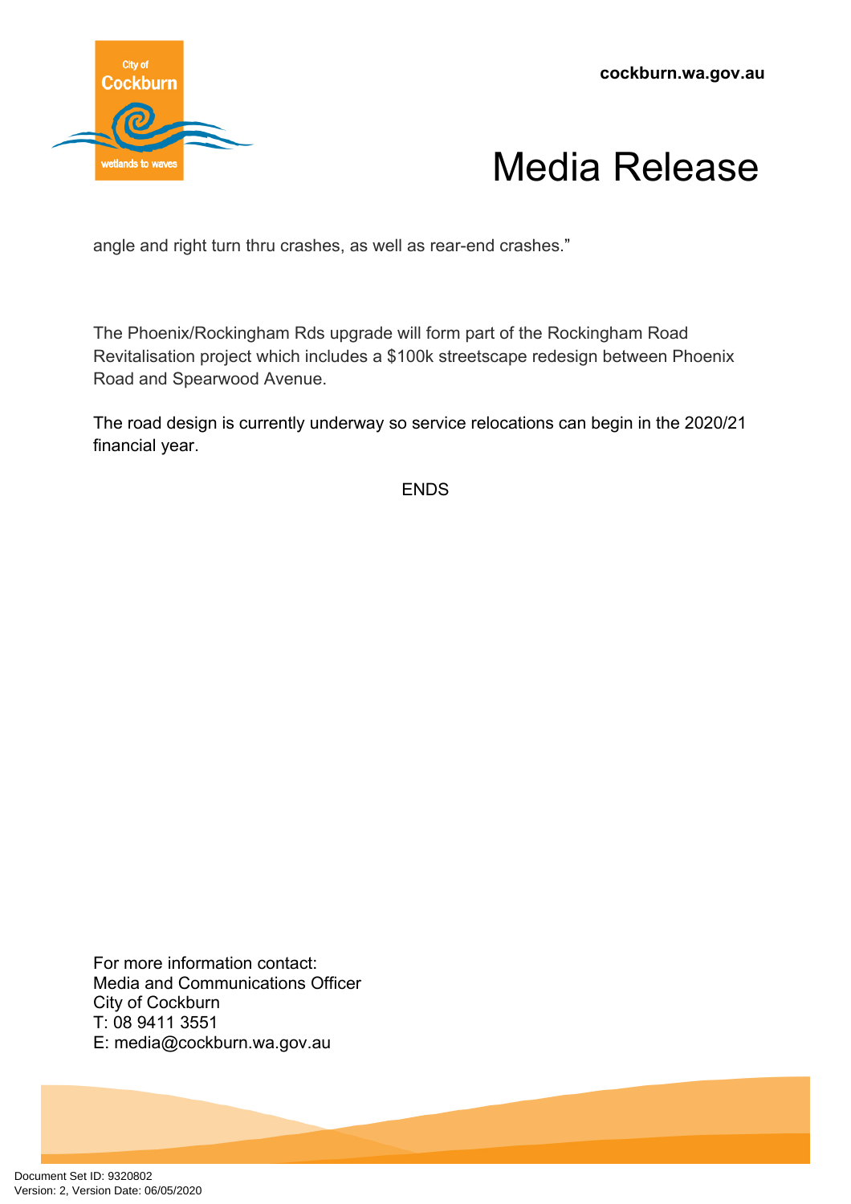angle and right turn thru crashes, as well as rear-end crashes."

The Phoenix/Rockingham Rds upgrade will form part of the Rockingham Road Revitalisation project which includes a $100k streetscape redesign between Phoenix Road and Spearwood Avenue.

The road design is currently underway so service relocations can begin in the 2020/21 financial year.

ENDS

For more information contact:
Media and Communications Officer
City of Cockburn
T: 08 9411 3551
E: media@cockburn.wa.gov.au